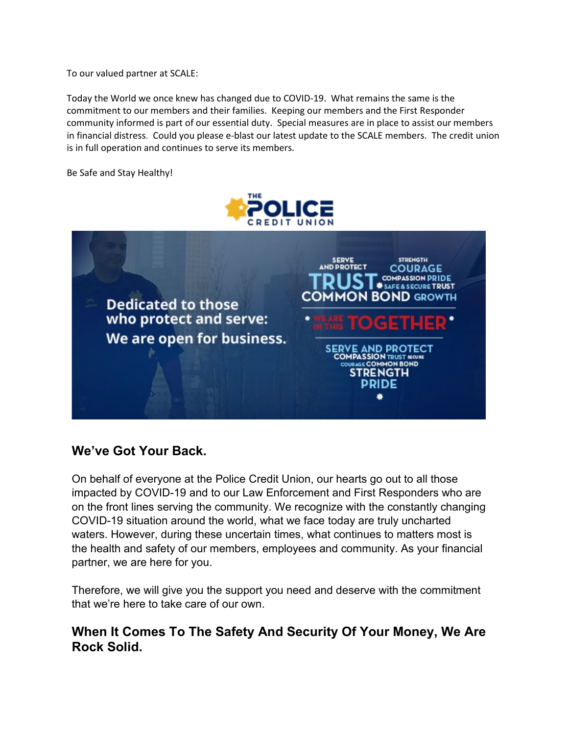To our valued partner at SCALE:

Today the World we once knew has changed due to COVID-19. What remains the same is the commitment to our members and their families. Keeping our members and the First Responder community informed is part of our essential duty. Special measures are in place to assist our members in financial distress. Could you please e-blast our latest update to the SCALE members. The credit union is in full operation and continues to serve its members.

Be Safe and Stay Healthy!

## We've Got Your Back.

On behalf of everyone at the Police Credit Union, our hearts go out to all those impacted by COVID-19 and to our Law Enforcement and First Responders who are on the front lines serving the community. We recognize with the constantly changing COVID-19 situation around the world, what we face today are truly uncharted waters. However, during these uncertain times, what continues to matters most is the health and safety of our members, employees and community. As your financial partner, we are here for you.

Therefore, we will give you the support you need and deserve with the commitment that we're here to take care of our own.

## When It Comes To The Safety And Security Of Your Money, We Are Rock Solid.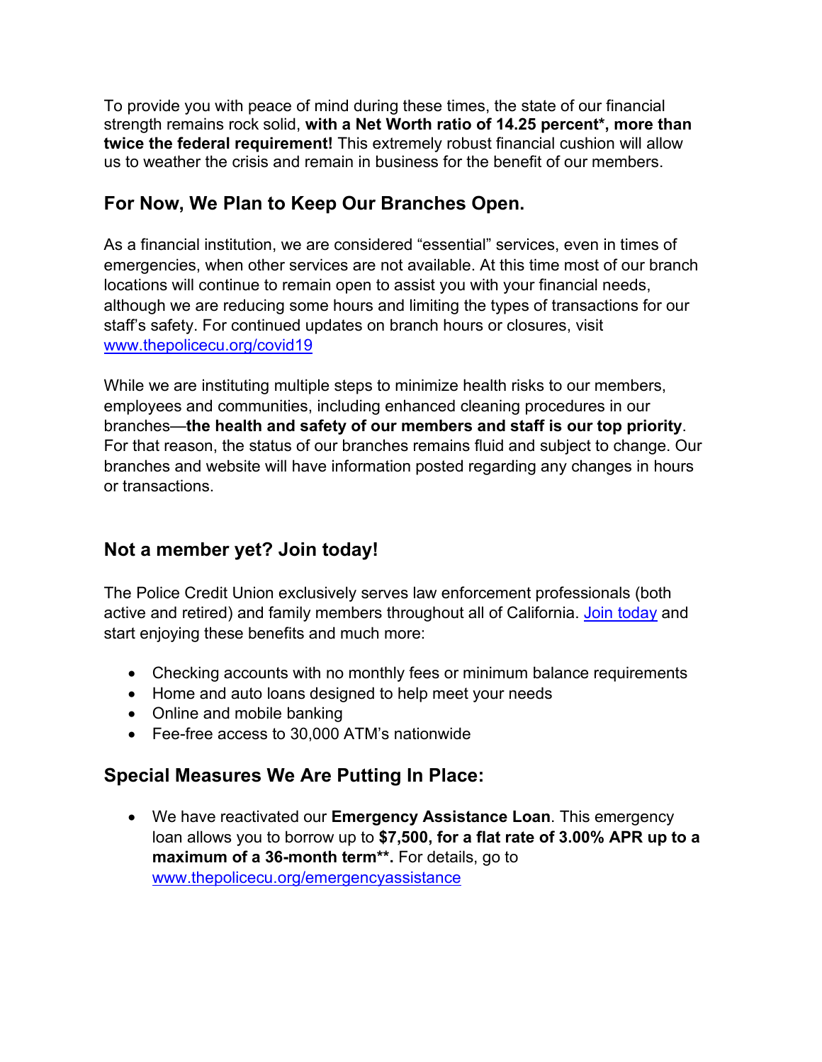To provide you with peace of mind during these times, the state of our financial strength remains rock solid, **with a Net Worth ratio of 14.25 percent*, more than twice the federal requirement!** This extremely robust financial cushion will allow us to weather the crisis and remain in business for the benefit of our members.

## For Now, We Plan to Keep Our Branches Open.

As a financial institution, we are considered "essential" services, even in times of emergencies, when other services are not available. At this time most of our branch locations will continue to remain open to assist you with your financial needs, although we are reducing some hours and limiting the types of transactions for our staff's safety. For continued updates on branch hours or closures, visit [www.thepolicecu.org/covid19](www.thepolicecu.org/covid19)

While we are instituting multiple steps to minimize health risks to our members, employees and communities, including enhanced cleaning procedures in our branches—**the health and safety of our members and staff is our top priority**. For that reason, the status of our branches remains fluid and subject to change. Our branches and website will have information posted regarding any changes in hours or transactions.

## Not a member yet? Join today!

The Police Credit Union exclusively serves law enforcement professionals (both active and retired) and family members throughout all of California. [Join today]() and start enjoying these benefits and much more:

- Checking accounts with no monthly fees or minimum balance requirements
- Home and auto loans designed to help meet your needs
- Online and mobile banking
- Fee-free access to 30,000 ATM's nationwide

## Special Measures We Are Putting In Place:

- We have reactivated our **Emergency Assistance Loan**. This emergency loan allows you to borrow up to **$7,500, for a flat rate of 3.00% APR up to a maximum of a 36-month term**.** For details, go to [www.thepolicecu.org/emergencyassistance](www.thepolicecu.org/emergencyassistance)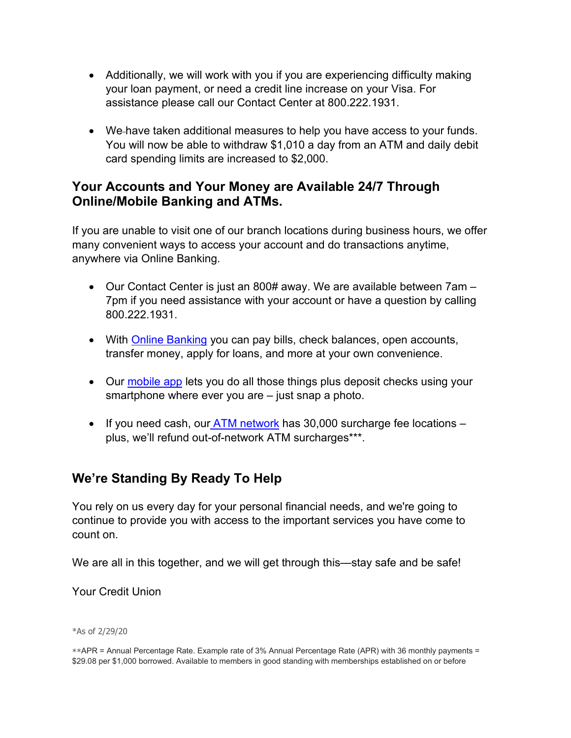- Additionally, we will work with you if you are experiencing difficulty making your loan payment, or need a credit line increase on your Visa. For assistance please call our Contact Center at 800.222.1931.

- We have taken additional measures to help you have access to your funds. You will now be able to withdraw $1,010 a day from an ATM and daily debit card spending limits are increased to $2,000.

## Your Accounts and Your Money are Available 24/7 Through Online/Mobile Banking and ATMs.

If you are unable to visit one of our branch locations during business hours, we offer many convenient ways to access your account and do transactions anytime, anywhere via Online Banking.

- Our Contact Center is just an 800# away. We are available between 7am – 7pm if you need assistance with your account or have a question by calling 800.222.1931.

- With Online Banking you can pay bills, check balances, open accounts, transfer money, apply for loans, and more at your own convenience.

- Our mobile app lets you do all those things plus deposit checks using your smartphone where ever you are – just snap a photo.

- If you need cash, our ATM network has 30,000 surcharge fee locations – plus, we'll refund out-of-network ATM surcharges***.

## We're Standing By Ready To Help

You rely on us every day for your personal financial needs, and we're going to continue to provide you with access to the important services you have come to count on.

We are all in this together, and we will get through this—stay safe and be safe!

Your Credit Union

*As of 2/29/20

**APR = Annual Percentage Rate. Example rate of 3% Annual Percentage Rate (APR) with 36 monthly payments = $29.08 per $1,000 borrowed. Available to members in good standing with memberships established on or before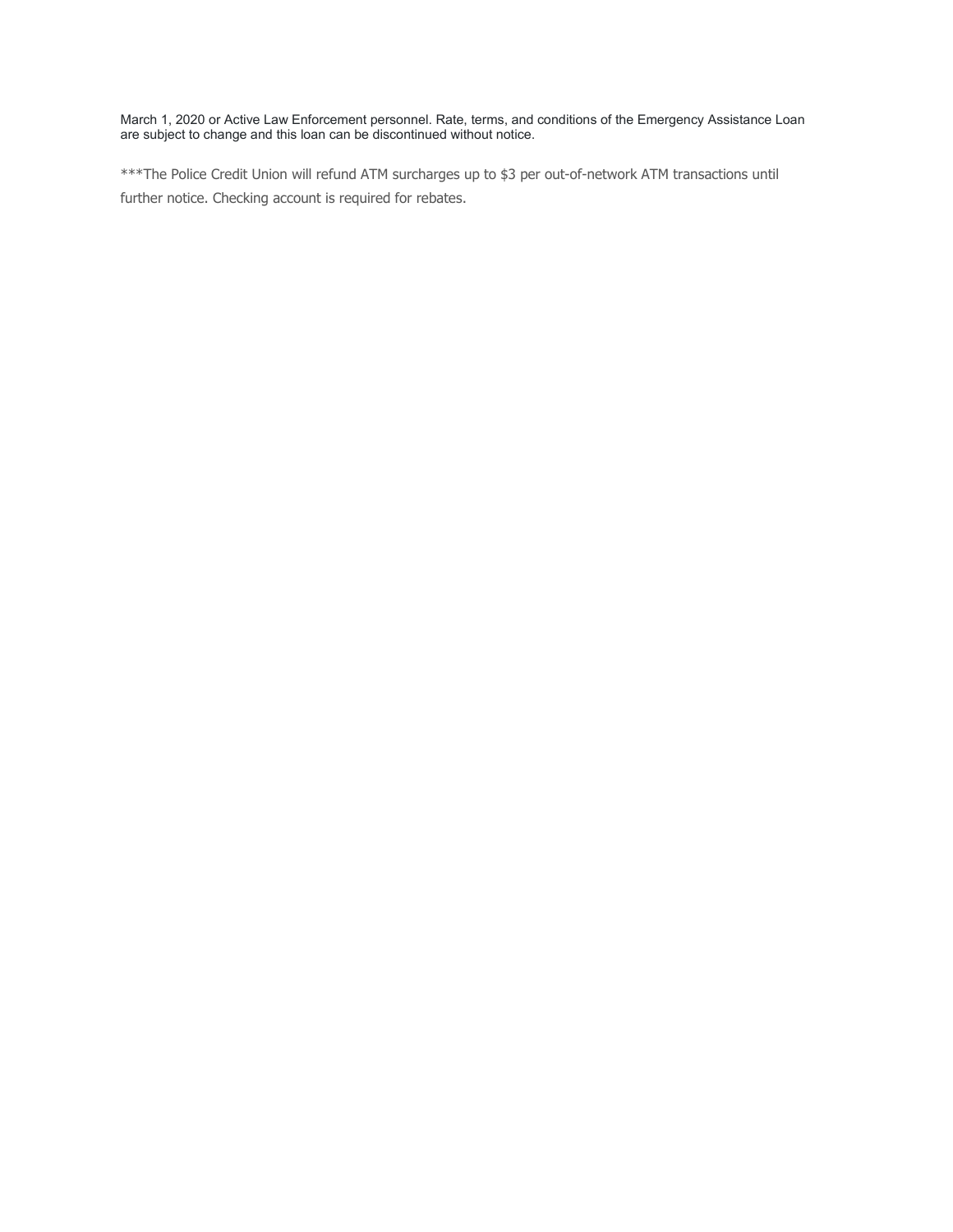March 1, 2020 or Active Law Enforcement personnel. Rate, terms, and conditions of the Emergency Assistance Loan are subject to change and this loan can be discontinued without notice.

***The Police Credit Union will refund ATM surcharges up to $3 per out-of-network ATM transactions until further notice. Checking account is required for rebates.